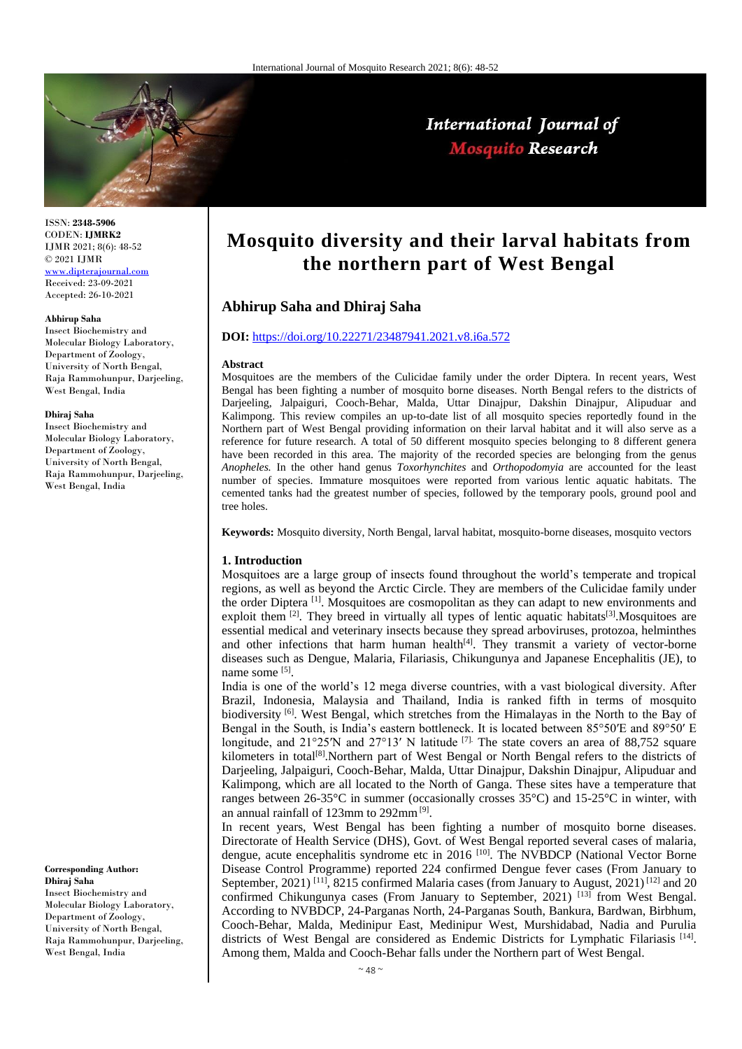ISSN: **2348-5906**
CODEN: **IJMRK2**
IJMR 2021; 8(6): 48-52
© 2021 IJMR
www.dipterajournal.com
Received: 23-09-2021
Accepted: 26-10-2021

**Abhirup Saha**
Insect Biochemistry and Molecular Biology Laboratory, Department of Zoology, University of North Bengal, Raja Rammohunpur, Darjeeling, West Bengal, India

**Dhiraj Saha**
Insect Biochemistry and Molecular Biology Laboratory, Department of Zoology, University of North Bengal, Raja Rammohunpur, Darjeeling, West Bengal, India

**Corresponding Author:**
**Dhiraj Saha**
Insect Biochemistry and Molecular Biology Laboratory, Department of Zoology, University of North Bengal, Raja Rammohunpur, Darjeeling, West Bengal, India

# Mosquito diversity and their larval habitats from the northern part of West Bengal

## Abhirup Saha and Dhiraj Saha

**DOI:** https://doi.org/10.22271/23487941.2021.v8.i6a.572

### Abstract

Mosquitoes are the members of the Culicidae family under the order Diptera. In recent years, West Bengal has been fighting a number of mosquito borne diseases. North Bengal refers to the districts of Darjeeling, Jalpaiguri, Cooch-Behar, Malda, Uttar Dinajpur, Dakshin Dinajpur, Alipuduar and Kalimpong. This review compiles an up-to-date list of all mosquito species reportedly found in the Northern part of West Bengal providing information on their larval habitat and it will also serve as a reference for future research. A total of 50 different mosquito species belonging to 8 different genera have been recorded in this area. The majority of the recorded species are belonging from the genus *Anopheles.* In the other hand genus *Toxorhynchites* and *Orthopodomyia* are accounted for the least number of species. Immature mosquitoes were reported from various lentic aquatic habitats. The cemented tanks had the greatest number of species, followed by the temporary pools, ground pool and tree holes.

**Keywords:** Mosquito diversity, North Bengal, larval habitat, mosquito-borne diseases, mosquito vectors

## 1. Introduction

Mosquitoes are a large group of insects found throughout the world's temperate and tropical regions, as well as beyond the Arctic Circle. They are members of the Culicidae family under the order Diptera [1]. Mosquitoes are cosmopolitan as they can adapt to new environments and exploit them [2]. They breed in virtually all types of lentic aquatic habitats[3].Mosquitoes are essential medical and veterinary insects because they spread arboviruses, protozoa, helminthes and other infections that harm human health[4]. They transmit a variety of vector-borne diseases such as Dengue, Malaria, Filariasis, Chikungunya and Japanese Encephalitis (JE), to name some [5].

India is one of the world's 12 mega diverse countries, with a vast biological diversity. After Brazil, Indonesia, Malaysia and Thailand, India is ranked fifth in terms of mosquito biodiversity [6]. West Bengal, which stretches from the Himalayas in the North to the Bay of Bengal in the South, is India's eastern bottleneck. It is located between 85°50′E and 89°50′ E longitude, and 21°25′N and 27°13′ N latitude [7]. The state covers an area of 88,752 square kilometers in total[8].Northern part of West Bengal or North Bengal refers to the districts of Darjeeling, Jalpaiguri, Cooch-Behar, Malda, Uttar Dinajpur, Dakshin Dinajpur, Alipuduar and Kalimpong, which are all located to the North of Ganga. These sites have a temperature that ranges between 26-35°C in summer (occasionally crosses 35°C) and 15-25°C in winter, with an annual rainfall of 123mm to 292mm [9].

In recent years, West Bengal has been fighting a number of mosquito borne diseases. Directorate of Health Service (DHS), Govt. of West Bengal reported several cases of malaria, dengue, acute encephalitis syndrome etc in 2016 [10]. The NVBDCP (National Vector Borne Disease Control Programme) reported 224 confirmed Dengue fever cases (From January to September, 2021) [11], 8215 confirmed Malaria cases (from January to August, 2021) [12] and 20 confirmed Chikungunya cases (From January to September, 2021) [13] from West Bengal. According to NVBDCP, 24-Parganas North, 24-Parganas South, Bankura, Bardwan, Birbhum, Cooch-Behar, Malda, Medinipur East, Medinipur West, Murshidabad, Nadia and Purulia districts of West Bengal are considered as Endemic Districts for Lymphatic Filariasis [14]. Among them, Malda and Cooch-Behar falls under the Northern part of West Bengal.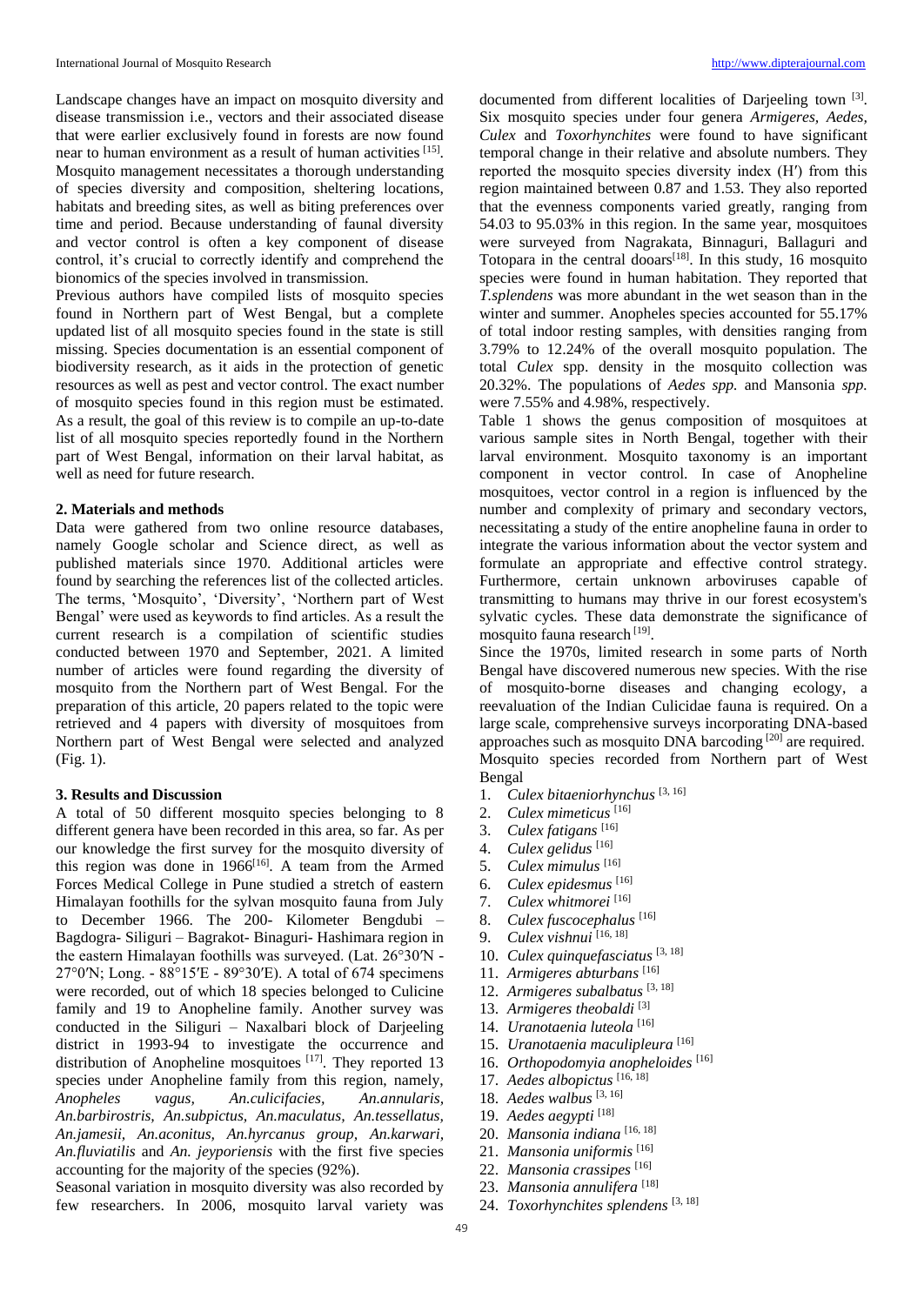Landscape changes have an impact on mosquito diversity and disease transmission i.e., vectors and their associated disease that were earlier exclusively found in forests are now found near to human environment as a result of human activities [15]. Mosquito management necessitates a thorough understanding of species diversity and composition, sheltering locations, habitats and breeding sites, as well as biting preferences over time and period. Because understanding of faunal diversity and vector control is often a key component of disease control, it's crucial to correctly identify and comprehend the bionomics of the species involved in transmission.

Previous authors have compiled lists of mosquito species found in Northern part of West Bengal, but a complete updated list of all mosquito species found in the state is still missing. Species documentation is an essential component of biodiversity research, as it aids in the protection of genetic resources as well as pest and vector control. The exact number of mosquito species found in this region must be estimated. As a result, the goal of this review is to compile an up-to-date list of all mosquito species reportedly found in the Northern part of West Bengal, information on their larval habitat, as well as need for future research.

### 2. Materials and methods

Data were gathered from two online resource databases, namely Google scholar and Science direct, as well as published materials since 1970. Additional articles were found by searching the references list of the collected articles. The terms, 'Mosquito', 'Diversity', 'Northern part of West Bengal' were used as keywords to find articles. As a result the current research is a compilation of scientific studies conducted between 1970 and September, 2021. A limited number of articles were found regarding the diversity of mosquito from the Northern part of West Bengal. For the preparation of this article, 20 papers related to the topic were retrieved and 4 papers with diversity of mosquitoes from Northern part of West Bengal were selected and analyzed (Fig. 1).

### 3. Results and Discussion

A total of 50 different mosquito species belonging to 8 different genera have been recorded in this area, so far. As per our knowledge the first survey for the mosquito diversity of this region was done in 1966[16]. A team from the Armed Forces Medical College in Pune studied a stretch of eastern Himalayan foothills for the sylvan mosquito fauna from July to December 1966. The 200- Kilometer Bengdubi – Bagdogra- Siliguri – Bagrakot- Binaguri- Hashimara region in the eastern Himalayan foothills was surveyed. (Lat. 26°30′N - 27°0′N; Long. - 88°15′E - 89°30′E). A total of 674 specimens were recorded, out of which 18 species belonged to Culicine family and 19 to Anopheline family. Another survey was conducted in the Siliguri – Naxalbari block of Darjeeling district in 1993-94 to investigate the occurrence and distribution of Anopheline mosquitoes [17]. They reported 13 species under Anopheline family from this region, namely, *Anopheles vagus, An.culicifacies, An.annularis, An.barbirostris, An.subpictus, An.maculatus, An.tessellatus, An.jamesii, An.aconitus, An.hyrcanus group, An.karwari, An.fluviatilis* and *An. jeyporiensis* with the first five species accounting for the majority of the species (92%).

Seasonal variation in mosquito diversity was also recorded by few researchers. In 2006, mosquito larval variety was documented from different localities of Darjeeling town [3]. Six mosquito species under four genera *Armigeres, Aedes, Culex* and *Toxorhynchites* were found to have significant temporal change in their relative and absolute numbers. They reported the mosquito species diversity index (H′) from this region maintained between 0.87 and 1.53. They also reported that the evenness components varied greatly, ranging from 54.03 to 95.03% in this region. In the same year, mosquitoes were surveyed from Nagrakata, Binnaguri, Ballaguri and Totopara in the central dooars[18]. In this study, 16 mosquito species were found in human habitation. They reported that *T.splendens* was more abundant in the wet season than in the winter and summer. Anopheles species accounted for 55.17% of total indoor resting samples, with densities ranging from 3.79% to 12.24% of the overall mosquito population. The total *Culex* spp. density in the mosquito collection was 20.32%. The populations of *Aedes spp.* and Mansonia *spp.* were 7.55% and 4.98%, respectively.

Table 1 shows the genus composition of mosquitoes at various sample sites in North Bengal, together with their larval environment. Mosquito taxonomy is an important component in vector control. In case of Anopheline mosquitoes, vector control in a region is influenced by the number and complexity of primary and secondary vectors, necessitating a study of the entire anopheline fauna in order to integrate the various information about the vector system and formulate an appropriate and effective control strategy. Furthermore, certain unknown arboviruses capable of transmitting to humans may thrive in our forest ecosystem's sylvatic cycles. These data demonstrate the significance of mosquito fauna research [19].

Since the 1970s, limited research in some parts of North Bengal have discovered numerous new species. With the rise of mosquito-borne diseases and changing ecology, a reevaluation of the Indian Culicidae fauna is required. On a large scale, comprehensive surveys incorporating DNA-based approaches such as mosquito DNA barcoding [20] are required.

Mosquito species recorded from Northern part of West Bengal

1. *Culex bitaeniorhynchus* [3, 16]
2. *Culex mimeticus* [16]
3. *Culex fatigans* [16]
4. *Culex gelidus* [16]
5. *Culex mimulus* [16]
6. *Culex epidesmus* [16]
7. *Culex whitmorei* [16]
8. *Culex fuscocephalus* [16]
9. *Culex vishnui* [16, 18]
10. *Culex quinquefasciatus* [3, 18]
11. *Armigeres abturbans* [16]
12. *Armigeres subalbatus* [3, 18]
13. *Armigeres theobaldi* [3]
14. *Uranotaenia luteola* [16]
15. *Uranotaenia maculipleura* [16]
16. *Orthopodomyia anopheloides* [16]
17. *Aedes albopictus* [16, 18]
18. *Aedes walbus* [3, 16]
19. *Aedes aegypti* [18]
20. *Mansonia indiana* [16, 18]
21. *Mansonia uniformis* [16]
22. *Mansonia crassipes* [16]
23. *Mansonia annulifera* [18]
24. *Toxorhynchites splendens* [3, 18]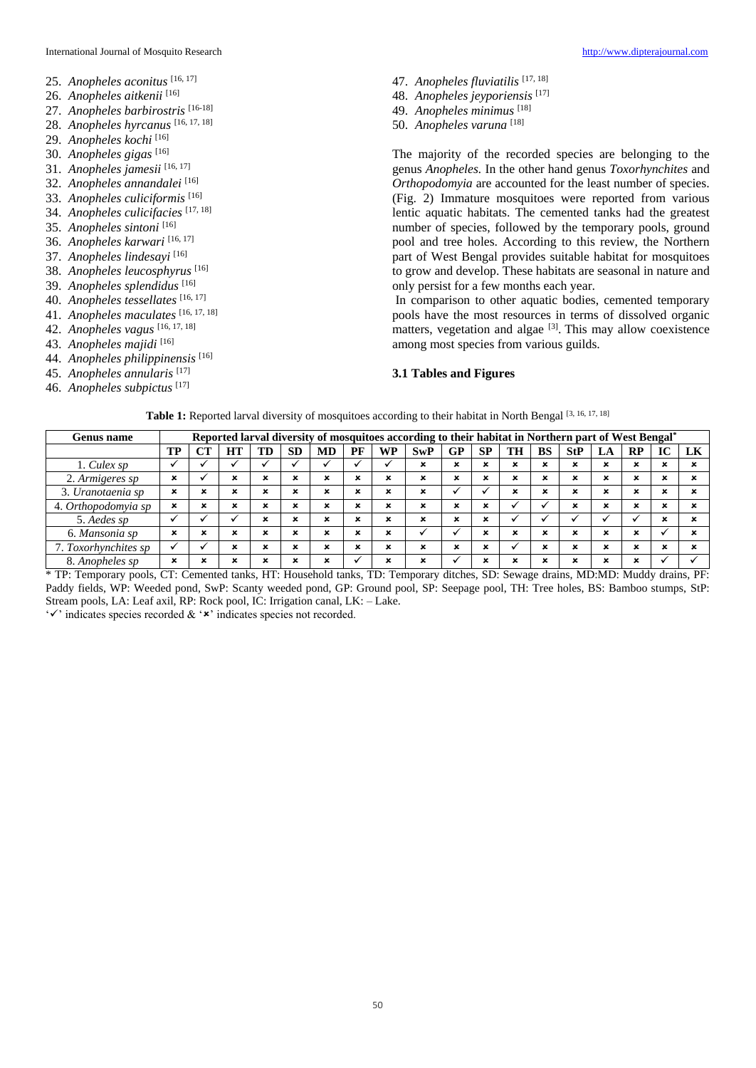25. *Anopheles aconitus* [16, 17]
26. *Anopheles aitkenii* [16]
27. *Anopheles barbirostris* [16-18]
28. *Anopheles hyrcanus* [16, 17, 18]
29. *Anopheles kochi* [16]
30. *Anopheles gigas* [16]
31. *Anopheles jamesii* [16, 17]
32. *Anopheles annandalei* [16]
33. *Anopheles culiciformis* [16]
34. *Anopheles culicifacies* [17, 18]
35. *Anopheles sintoni* [16]
36. *Anopheles karwari* [16, 17]
37. *Anopheles lindesayi* [16]
38. *Anopheles leucosphyrus* [16]
39. *Anopheles splendidus* [16]
40. *Anopheles tessellates* [16, 17]
41. *Anopheles maculates* [16, 17, 18]
42. *Anopheles vagus* [16, 17, 18]
43. *Anopheles majidi* [16]
44. *Anopheles philippinensis* [16]
45. *Anopheles annularis* [17]
46. *Anopheles subpictus* [17]
47. *Anopheles fluviatilis* [17, 18]
48. *Anopheles jeyporiensis* [17]
49. *Anopheles minimus* [18]
50. *Anopheles varuna* [18]

The majority of the recorded species are belonging to the genus *Anopheles.* In the other hand genus *Toxorhynchites* and *Orthopodomyia* are accounted for the least number of species. (Fig. 2) Immature mosquitoes were reported from various lentic aquatic habitats. The cemented tanks had the greatest number of species, followed by the temporary pools, ground pool and tree holes. According to this review, the Northern part of West Bengal provides suitable habitat for mosquitoes to grow and develop. These habitats are seasonal in nature and only persist for a few months each year.

In comparison to other aquatic bodies, cemented temporary pools have the most resources in terms of dissolved organic matters, vegetation and algae [3]. This may allow coexistence among most species from various guilds.

### 3.1 Tables and Figures

**Table 1:** Reported larval diversity of mosquitoes according to their habitat in North Bengal [3, 16, 17, 18]

| Genus name | Reported larval diversity of mosquitoes according to their habitat in Northern part of West Bengal* | | | | | | | | | | | | | | | | | |
|---|---|---|---|---|---|---|---|---|---|---|---|---|---|---|---|---|---|---|
| | TP | CT | HT | TD | SD | MD | PF | WP | SwP | GP | SP | TH | BS | StP | LA | RP | IC | LK |
| 1. *Culex sp* | ✓ | ✓ | ✓ | ✓ | ✓ | ✓ | ✓ | ✓ | × | × | × | × | × | × | × | × | × | × |
| 2. *Armigeres sp* | × | ✓ | × | × | × | × | × | × | × | × | × | × | × | × | × | × | × | × |
| 3. *Uranotaenia sp* | × | × | × | × | × | × | × | × | × | ✓ | ✓ | × | × | × | × | × | × | × |
| 4. *Orthopodomyia sp* | × | × | × | × | × | × | × | × | × | × | × | ✓ | ✓ | × | × | × | × | × |
| 5. *Aedes sp* | ✓ | ✓ | ✓ | × | × | × | × | × | × | × | × | ✓ | ✓ | ✓ | ✓ | ✓ | × | × |
| 6. *Mansonia sp* | × | × | × | × | × | × | × | × | ✓ | ✓ | × | × | × | × | × | × | ✓ | × |
| 7. *Toxorhynchites sp* | ✓ | ✓ | × | × | × | × | × | × | × | × | × | ✓ | × | × | × | × | × | × |
| 8. *Anopheles sp* | × | × | × | × | × | × | ✓ | × | × | ✓ | × | × | × | × | × | × | ✓ | ✓ |

\* TP: Temporary pools, CT: Cemented tanks, HT: Household tanks, TD: Temporary ditches, SD: Sewage drains, MD:MD: Muddy drains, PF: Paddy fields, WP: Weeded pond, SwP: Scanty weeded pond, GP: Ground pool, SP: Seepage pool, TH: Tree holes, BS: Bamboo stumps, StP: Stream pools, LA: Leaf axil, RP: Rock pool, IC: Irrigation canal, LK: – Lake.

'✓' indicates species recorded & '×' indicates species not recorded.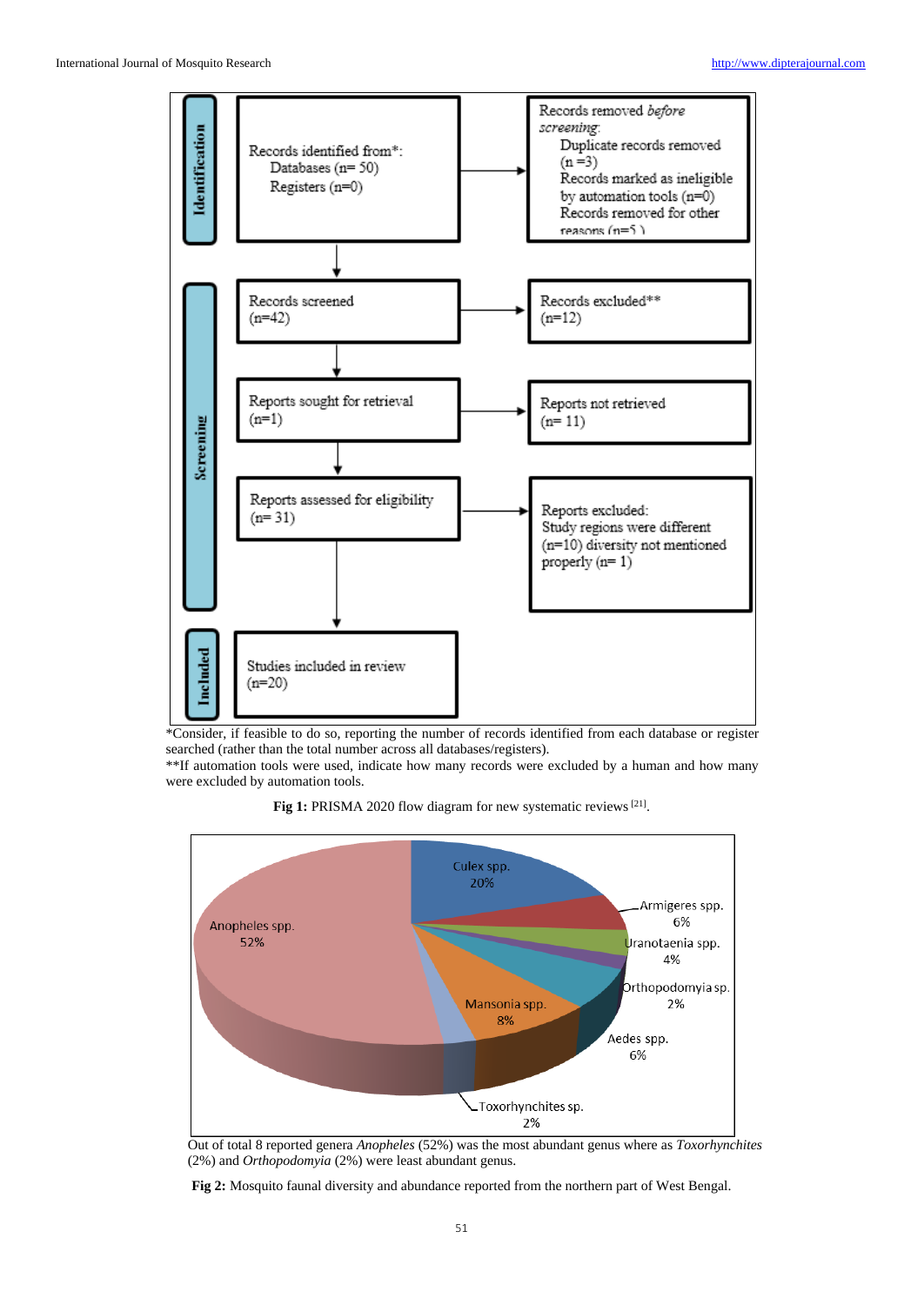*Consider, if feasible to do so, reporting the number of records identified from each database or register searched (rather than the total number across all databases/registers).
**If automation tools were used, indicate how many records were excluded by a human and how many were excluded by automation tools.

**Fig 1:** PRISMA 2020 flow diagram for new systematic reviews [21].

Out of total 8 reported genera *Anopheles* (52%) was the most abundant genus where as *Toxorhynchites* (2%) and *Orthopodomyia* (2%) were least abundant genus.

**Fig 2:** Mosquito faunal diversity and abundance reported from the northern part of West Bengal.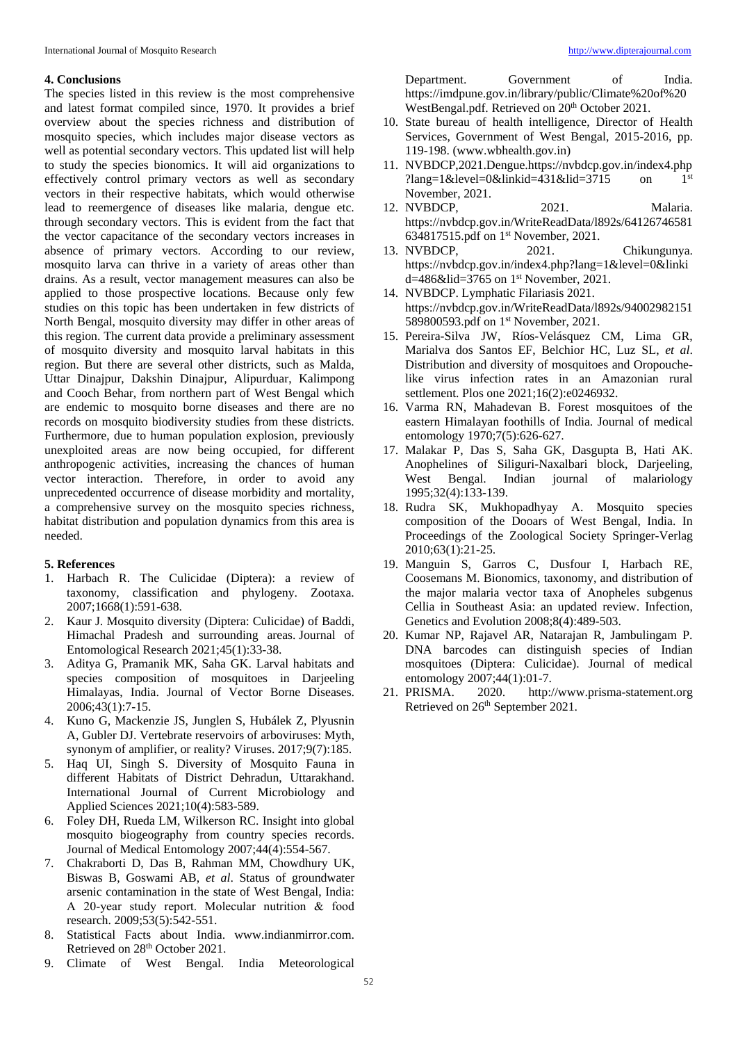## 4. Conclusions

The species listed in this review is the most comprehensive and latest format compiled since, 1970. It provides a brief overview about the species richness and distribution of mosquito species, which includes major disease vectors as well as potential secondary vectors. This updated list will help to study the species bionomics. It will aid organizations to effectively control primary vectors as well as secondary vectors in their respective habitats, which would otherwise lead to reemergence of diseases like malaria, dengue etc. through secondary vectors. This is evident from the fact that the vector capacitance of the secondary vectors increases in absence of primary vectors. According to our review, mosquito larva can thrive in a variety of areas other than drains. As a result, vector management measures can also be applied to those prospective locations. Because only few studies on this topic has been undertaken in few districts of North Bengal, mosquito diversity may differ in other areas of this region. The current data provide a preliminary assessment of mosquito diversity and mosquito larval habitats in this region. But there are several other districts, such as Malda, Uttar Dinajpur, Dakshin Dinajpur, Alipurduar, Kalimpong and Cooch Behar, from northern part of West Bengal which are endemic to mosquito borne diseases and there are no records on mosquito biodiversity studies from these districts. Furthermore, due to human population explosion, previously unexploited areas are now being occupied, for different anthropogenic activities, increasing the chances of human vector interaction. Therefore, in order to avoid any unprecedented occurrence of disease morbidity and mortality, a comprehensive survey on the mosquito species richness, habitat distribution and population dynamics from this area is needed.

## 5. References

1. Harbach R. The Culicidae (Diptera): a review of taxonomy, classification and phylogeny. Zootaxa. 2007;1668(1):591-638.
2. Kaur J. Mosquito diversity (Diptera: Culicidae) of Baddi, Himachal Pradesh and surrounding areas. Journal of Entomological Research 2021;45(1):33-38.
3. Aditya G, Pramanik MK, Saha GK. Larval habitats and species composition of mosquitoes in Darjeeling Himalayas, India. Journal of Vector Borne Diseases. 2006;43(1):7-15.
4. Kuno G, Mackenzie JS, Junglen S, Hubálek Z, Plyusnin A, Gubler DJ. Vertebrate reservoirs of arboviruses: Myth, synonym of amplifier, or reality? Viruses. 2017;9(7):185.
5. Haq UI, Singh S. Diversity of Mosquito Fauna in different Habitats of District Dehradun, Uttarakhand. International Journal of Current Microbiology and Applied Sciences 2021;10(4):583-589.
6. Foley DH, Rueda LM, Wilkerson RC. Insight into global mosquito biogeography from country species records. Journal of Medical Entomology 2007;44(4):554-567.
7. Chakraborti D, Das B, Rahman MM, Chowdhury UK, Biswas B, Goswami AB, *et al*. Status of groundwater arsenic contamination in the state of West Bengal, India: A 20-year study report. Molecular nutrition & food research. 2009;53(5):542-551.
8. Statistical Facts about India. www.indianmirror.com. Retrieved on 28th October 2021.
9. Climate of West Bengal. India Meteorological Department. Government of India. https://imdpune.gov.in/library/public/Climate%20of%20WestBengal.pdf. Retrieved on 20th October 2021.
10. State bureau of health intelligence, Director of Health Services, Government of West Bengal, 2015-2016, pp. 119-198. (www.wbhealth.gov.in)
11. NVBDCP,2021.Dengue.https://nvbdcp.gov.in/index4.php?lang=1&level=0&linkid=431&lid=3715 on 1st November, 2021.
12. NVBDCP, 2021. Malaria. https://nvbdcp.gov.in/WriteReadData/l892s/64126746581634817515.pdf on 1st November, 2021.
13. NVBDCP, 2021. Chikungunya. https://nvbdcp.gov.in/index4.php?lang=1&level=0&linkid=486&lid=3765 on 1st November, 2021.
14. NVBDCP. Lymphatic Filariasis 2021. https://nvbdcp.gov.in/WriteReadData/l892s/94002982151589800593.pdf on 1st November, 2021.
15. Pereira-Silva JW, Ríos-Velásquez CM, Lima GR, Marialva dos Santos EF, Belchior HC, Luz SL, *et al*. Distribution and diversity of mosquitoes and Oropouche-like virus infection rates in an Amazonian rural settlement. Plos one 2021;16(2):e0246932.
16. Varma RN, Mahadevan B. Forest mosquitoes of the eastern Himalayan foothills of India. Journal of medical entomology 1970;7(5):626-627.
17. Malakar P, Das S, Saha GK, Dasgupta B, Hati AK. Anophelines of Siliguri-Naxalbari block, Darjeeling, West Bengal. Indian journal of malariology 1995;32(4):133-139.
18. Rudra SK, Mukhopadhyay A. Mosquito species composition of the Dooars of West Bengal, India. In Proceedings of the Zoological Society Springer-Verlag 2010;63(1):21-25.
19. Manguin S, Garros C, Dusfour I, Harbach RE, Coosemans M. Bionomics, taxonomy, and distribution of the major malaria vector taxa of Anopheles subgenus Cellia in Southeast Asia: an updated review. Infection, Genetics and Evolution 2008;8(4):489-503.
20. Kumar NP, Rajavel AR, Natarajan R, Jambulingam P. DNA barcodes can distinguish species of Indian mosquitoes (Diptera: Culicidae). Journal of medical entomology 2007;44(1):01-7.
21. PRISMA. 2020. http://www.prisma-statement.org Retrieved on 26th September 2021.